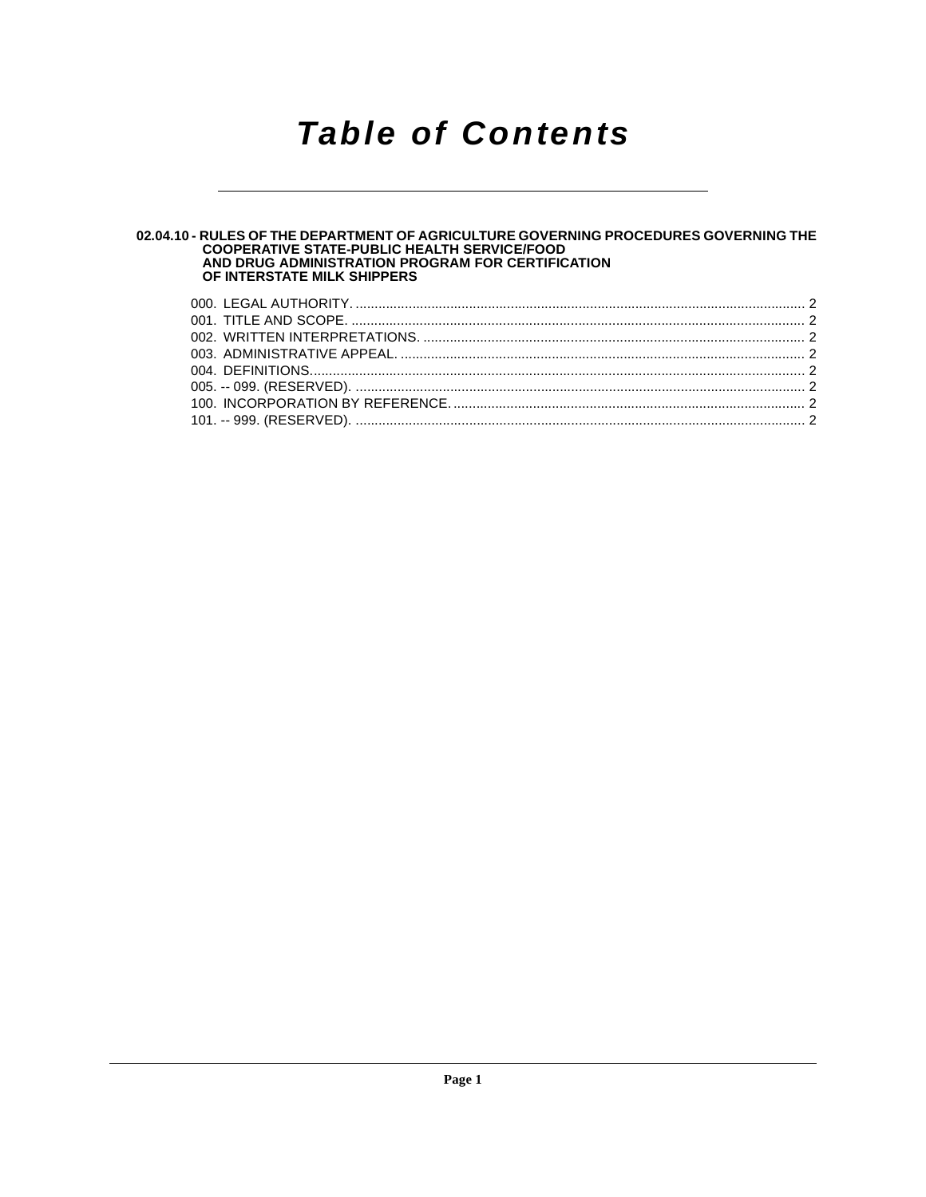# Table of Contents

**02.04.10 - RULES OF THE DEPARTMENT OF AGRICULTURE GOVERNING PROCEDURES GOVERNING THE COOPERATIVE STATE-PUBLIC HEALTH SERVICE/FOOD AND DRUG ADMINISTRATION PROGRAM FOR CERTIFICATION OF INTERSTATE MILK SHIPPERS**

000. LEGAL AUTHORITY. ..................................................... 2
001. TITLE AND SCOPE. ..................................................... 2
002. WRITTEN INTERPRETATIONS. ..................................................... 2
003. ADMINISTRATIVE APPEAL. ..................................................... 2
004. DEFINITIONS. ..................................................... 2
005. -- 099. (RESERVED). ..................................................... 2
100. INCORPORATION BY REFERENCE. ..................................................... 2
101. -- 999. (RESERVED). ..................................................... 2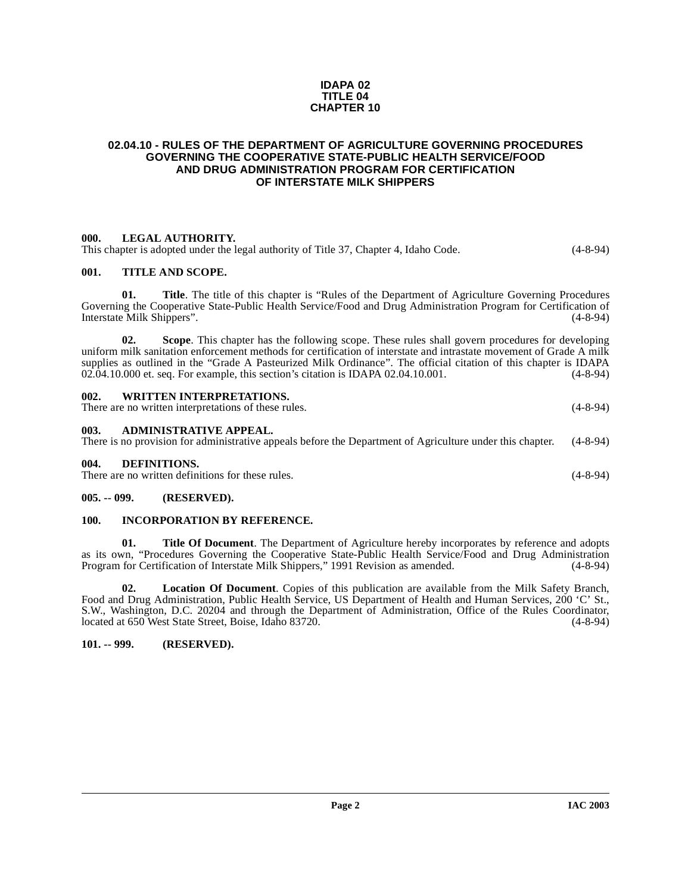# IDAPA 02
# TITLE 04
# CHAPTER 10

## 02.04.10 - RULES OF THE DEPARTMENT OF AGRICULTURE GOVERNING PROCEDURES GOVERNING THE COOPERATIVE STATE-PUBLIC HEALTH SERVICE/FOOD AND DRUG ADMINISTRATION PROGRAM FOR CERTIFICATION OF INTERSTATE MILK SHIPPERS

### 000. LEGAL AUTHORITY.

This chapter is adopted under the legal authority of Title 37, Chapter 4, Idaho Code. (4-8-94)

### 001. TITLE AND SCOPE.

**01. Title**. The title of this chapter is "Rules of the Department of Agriculture Governing Procedures Governing the Cooperative State-Public Health Service/Food and Drug Administration Program for Certification of Interstate Milk Shippers". (4-8-94)

**02. Scope**. This chapter has the following scope. These rules shall govern procedures for developing uniform milk sanitation enforcement methods for certification of interstate and intrastate movement of Grade A milk supplies as outlined in the "Grade A Pasteurized Milk Ordinance". The official citation of this chapter is IDAPA 02.04.10.000 et. seq. For example, this section's citation is IDAPA 02.04.10.001. (4-8-94)

### 002. WRITTEN INTERPRETATIONS.

There are no written interpretations of these rules. (4-8-94)

### 003. ADMINISTRATIVE APPEAL.

There is no provision for administrative appeals before the Department of Agriculture under this chapter. (4-8-94)

### 004. DEFINITIONS.

There are no written definitions for these rules. (4-8-94)

### 005. -- 099. (RESERVED).

### 100. INCORPORATION BY REFERENCE.

**01. Title Of Document**. The Department of Agriculture hereby incorporates by reference and adopts as its own, "Procedures Governing the Cooperative State-Public Health Service/Food and Drug Administration Program for Certification of Interstate Milk Shippers," 1991 Revision as amended. (4-8-94)

**02. Location Of Document**. Copies of this publication are available from the Milk Safety Branch, Food and Drug Administration, Public Health Service, US Department of Health and Human Services, 200 'C' St., S.W., Washington, D.C. 20204 and through the Department of Administration, Office of the Rules Coordinator, located at 650 West State Street, Boise, Idaho 83720. (4-8-94)

### 101. -- 999. (RESERVED).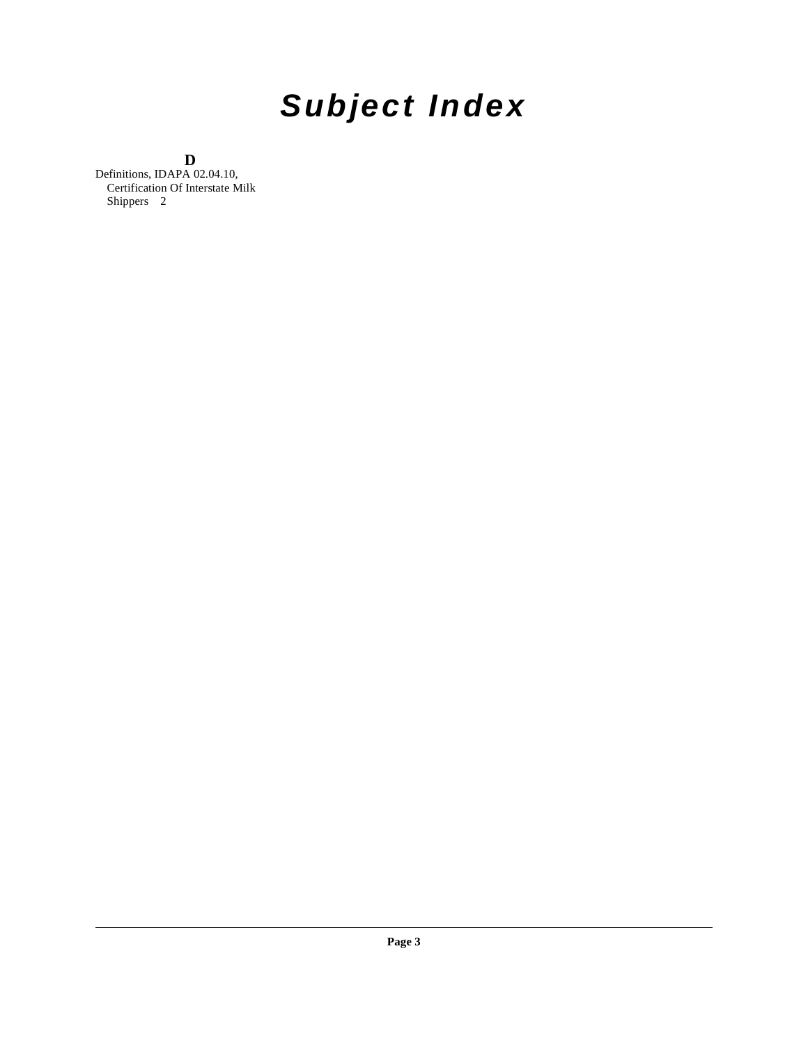# *Subject Index*

**D**

Definitions, IDAPA 02.04.10,
Certification Of Interstate Milk
Shippers 2